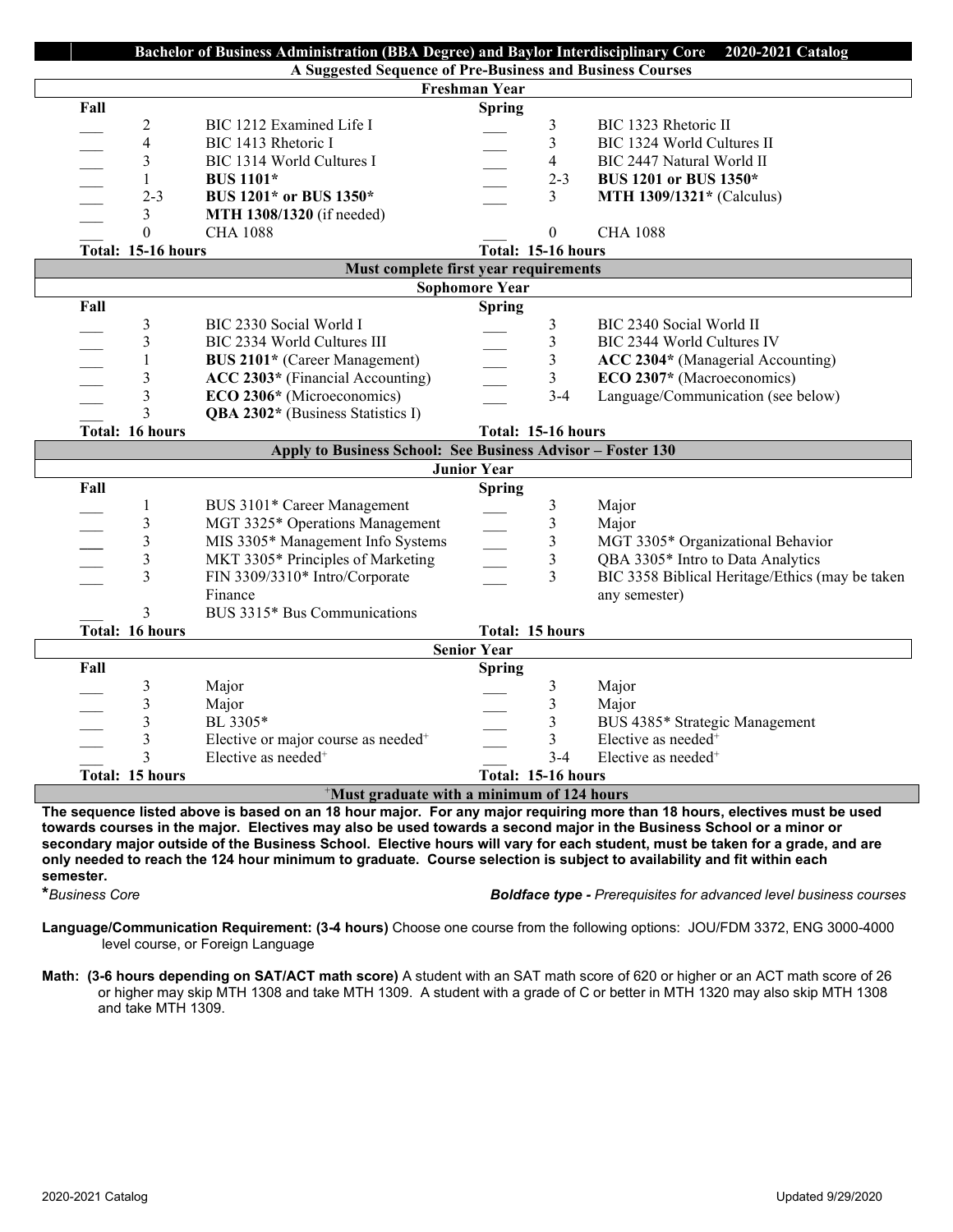# Bachelor of Business Administration (BBA Degree) and Baylor Interdisciplinary Core 2020-2021 Catalog

## A Suggested Sequence of Pre-Business and Business Courses

### Freshman Year

| | Fall Hours | Fall Course | | Spring Hours | Spring Course |
|---|---|---|---|---|---|
| ___ | 2 | BIC 1212 Examined Life I | ___ | 3 | BIC 1323 Rhetoric II |
| ___ | 4 | BIC 1413 Rhetoric I | ___ | 3 | BIC 1324 World Cultures II |
| ___ | 3 | BIC 1314 World Cultures I | ___ | 4 | BIC 2447 Natural World II |
| ___ | 1 | **BUS 1101*** | ___ | 2-3 | **BUS 1201 or BUS 1350*** |
| ___ | 2-3 | **BUS 1201* or BUS 1350*** | ___ | 3 | **MTH 1309/1321*** (Calculus) |
| ___ | 3 | **MTH 1308/1320** (if needed) | | | |
| ___ | 0 | CHA 1088 | ___ | 0 | CHA 1088 |
| **Total: 15-16 hours** | | | **Total: 15-16 hours** | | |

**Must complete first year requirements**

### Sophomore Year

| | Fall Hours | Fall Course | | Spring Hours | Spring Course |
|---|---|---|---|---|---|
| ___ | 3 | BIC 2330 Social World I | ___ | 3 | BIC 2340 Social World II |
| ___ | 3 | BIC 2334 World Cultures III | ___ | 3 | BIC 2344 World Cultures IV |
| ___ | 1 | **BUS 2101*** (Career Management) | ___ | 3 | **ACC 2304*** (Managerial Accounting) |
| ___ | 3 | **ACC 2303*** (Financial Accounting) | ___ | 3 | **ECO 2307*** (Macroeconomics) |
| ___ | 3 | **ECO 2306*** (Microeconomics) | ___ | 3-4 | Language/Communication (see below) |
| ___ | 3 | **QBA 2302*** (Business Statistics I) | | | |
| **Total: 16 hours** | | | **Total: 15-16 hours** | | |

**Apply to Business School: See Business Advisor – Foster 130**

### Junior Year

| | Fall Hours | Fall Course | | Spring Hours | Spring Course |
|---|---|---|---|---|---|
| ___ | 1 | BUS 3101* Career Management | ___ | 3 | Major |
| ___ | 3 | MGT 3325* Operations Management | ___ | 3 | Major |
| ___ | 3 | MIS 3305* Management Info Systems | ___ | 3 | MGT 3305* Organizational Behavior |
| ___ | 3 | MKT 3305* Principles of Marketing | ___ | 3 | QBA 3305* Intro to Data Analytics |
| ___ | 3 | FIN 3309/3310* Intro/Corporate Finance | ___ | 3 | BIC 3358 Biblical Heritage/Ethics (may be taken any semester) |
| ___ | 3 | BUS 3315* Bus Communications | | | |
| **Total: 16 hours** | | | **Total: 15 hours** | | |

### Senior Year

| | Fall Hours | Fall Course | | Spring Hours | Spring Course |
|---|---|---|---|---|---|
| ___ | 3 | Major | ___ | 3 | Major |
| ___ | 3 | Major | ___ | 3 | Major |
| ___ | 3 | BL 3305* | ___ | 3 | BUS 4385* Strategic Management |
| ___ | 3 | Elective or major course as needed+ | ___ | 3 | Elective as needed+ |
| ___ | 3 | Elective as needed+ | ___ | 3-4 | Elective as needed+ |
| **Total: 15 hours** | | | **Total: 15-16 hours** | | |

**+Must graduate with a minimum of 124 hours**

**The sequence listed above is based on an 18 hour major. For any major requiring more than 18 hours, electives must be used towards courses in the major. Electives may also be used towards a second major in the Business School or a minor or secondary major outside of the Business School. Elective hours will vary for each student, must be taken for a grade, and are only needed to reach the 124 hour minimum to graduate. Course selection is subject to availability and fit within each semester.**

***Business Core**

***Boldface type** - Prerequisites for advanced level business courses*

**Language/Communication Requirement: (3-4 hours)** Choose one course from the following options: JOU/FDM 3372, ENG 3000-4000 level course, or Foreign Language

**Math: (3-6 hours depending on SAT/ACT math score)** A student with an SAT math score of 620 or higher or an ACT math score of 26 or higher may skip MTH 1308 and take MTH 1309. A student with a grade of C or better in MTH 1320 may also skip MTH 1308 and take MTH 1309.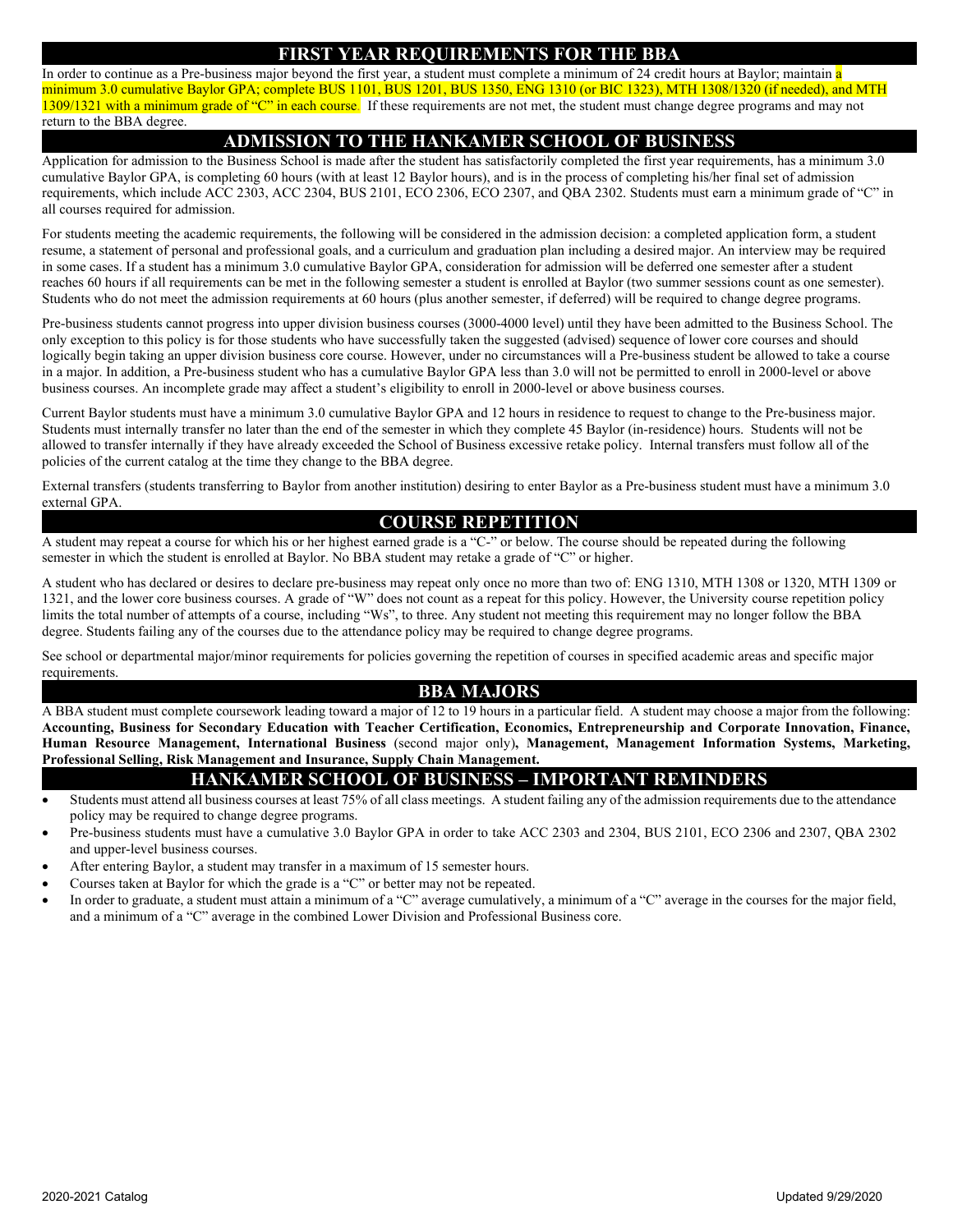## FIRST YEAR REQUIREMENTS FOR THE BBA

In order to continue as a Pre-business major beyond the first year, a student must complete a minimum of 24 credit hours at Baylor; maintain a minimum 3.0 cumulative Baylor GPA; complete BUS 1101, BUS 1201, BUS 1350, ENG 1310 (or BIC 1323), MTH 1308/1320 (if needed), and MTH 1309/1321 with a minimum grade of "C" in each course. If these requirements are not met, the student must change degree programs and may not return to the BBA degree.

## ADMISSION TO THE HANKAMER SCHOOL OF BUSINESS

Application for admission to the Business School is made after the student has satisfactorily completed the first year requirements, has a minimum 3.0 cumulative Baylor GPA, is completing 60 hours (with at least 12 Baylor hours), and is in the process of completing his/her final set of admission requirements, which include ACC 2303, ACC 2304, BUS 2101, ECO 2306, ECO 2307, and QBA 2302. Students must earn a minimum grade of "C" in all courses required for admission.

For students meeting the academic requirements, the following will be considered in the admission decision: a completed application form, a student resume, a statement of personal and professional goals, and a curriculum and graduation plan including a desired major. An interview may be required in some cases. If a student has a minimum 3.0 cumulative Baylor GPA, consideration for admission will be deferred one semester after a student reaches 60 hours if all requirements can be met in the following semester a student is enrolled at Baylor (two summer sessions count as one semester). Students who do not meet the admission requirements at 60 hours (plus another semester, if deferred) will be required to change degree programs.

Pre-business students cannot progress into upper division business courses (3000-4000 level) until they have been admitted to the Business School. The only exception to this policy is for those students who have successfully taken the suggested (advised) sequence of lower core courses and should logically begin taking an upper division business core course. However, under no circumstances will a Pre-business student be allowed to take a course in a major. In addition, a Pre-business student who has a cumulative Baylor GPA less than 3.0 will not be permitted to enroll in 2000-level or above business courses. An incomplete grade may affect a student's eligibility to enroll in 2000-level or above business courses.

Current Baylor students must have a minimum 3.0 cumulative Baylor GPA and 12 hours in residence to request to change to the Pre-business major. Students must internally transfer no later than the end of the semester in which they complete 45 Baylor (in-residence) hours. Students will not be allowed to transfer internally if they have already exceeded the School of Business excessive retake policy. Internal transfers must follow all of the policies of the current catalog at the time they change to the BBA degree.

External transfers (students transferring to Baylor from another institution) desiring to enter Baylor as a Pre-business student must have a minimum 3.0 external GPA.

## COURSE REPETITION

A student may repeat a course for which his or her highest earned grade is a "C-" or below. The course should be repeated during the following semester in which the student is enrolled at Baylor. No BBA student may retake a grade of "C" or higher.

A student who has declared or desires to declare pre-business may repeat only once no more than two of: ENG 1310, MTH 1308 or 1320, MTH 1309 or 1321, and the lower core business courses. A grade of "W" does not count as a repeat for this policy. However, the University course repetition policy limits the total number of attempts of a course, including "Ws", to three. Any student not meeting this requirement may no longer follow the BBA degree. Students failing any of the courses due to the attendance policy may be required to change degree programs.

See school or departmental major/minor requirements for policies governing the repetition of courses in specified academic areas and specific major requirements.

## BBA MAJORS

A BBA student must complete coursework leading toward a major of 12 to 19 hours in a particular field. A student may choose a major from the following: **Accounting, Business for Secondary Education with Teacher Certification, Economics, Entrepreneurship and Corporate Innovation, Finance, Human Resource Management, International Business** (second major only)**, Management, Management Information Systems, Marketing, Professional Selling, Risk Management and Insurance, Supply Chain Management.**

## HANKAMER SCHOOL OF BUSINESS – IMPORTANT REMINDERS

- Students must attend all business courses at least 75% of all class meetings. A student failing any of the admission requirements due to the attendance policy may be required to change degree programs.
- Pre-business students must have a cumulative 3.0 Baylor GPA in order to take ACC 2303 and 2304, BUS 2101, ECO 2306 and 2307, QBA 2302 and upper-level business courses.
- After entering Baylor, a student may transfer in a maximum of 15 semester hours.
- Courses taken at Baylor for which the grade is a "C" or better may not be repeated.
- In order to graduate, a student must attain a minimum of a "C" average cumulatively, a minimum of a "C" average in the courses for the major field, and a minimum of a "C" average in the combined Lower Division and Professional Business core.